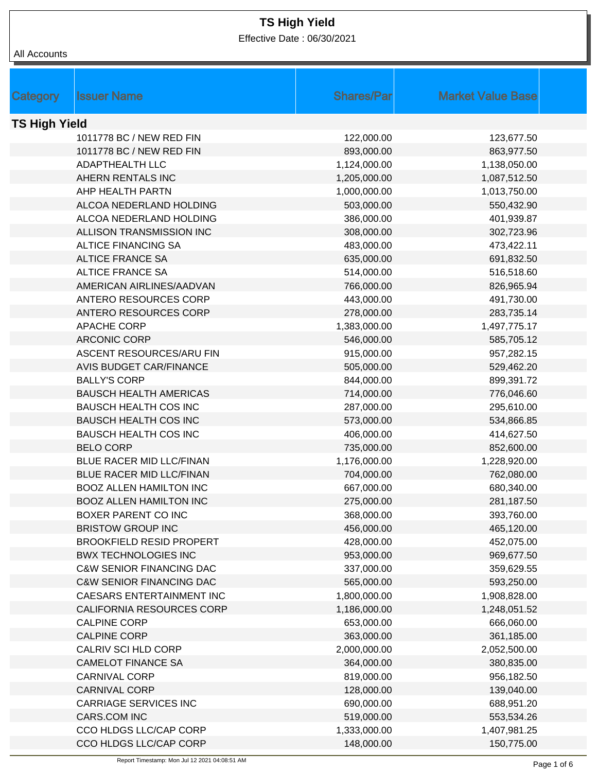# TS High Yield

Effective Date : 06/30/2021

All Accounts

| Category | Issuer Name | Shares/Par | Market Value Base |
|---|---|---|---|
| **TS High Yield** | | | |
| | 1011778 BC / NEW RED FIN | 122,000.00 | 123,677.50 |
| | 1011778 BC / NEW RED FIN | 893,000.00 | 863,977.50 |
| | ADAPTHEALTH LLC | 1,124,000.00 | 1,138,050.00 |
| | AHERN RENTALS INC | 1,205,000.00 | 1,087,512.50 |
| | AHP HEALTH PARTN | 1,000,000.00 | 1,013,750.00 |
| | ALCOA NEDERLAND HOLDING | 503,000.00 | 550,432.90 |
| | ALCOA NEDERLAND HOLDING | 386,000.00 | 401,939.87 |
| | ALLISON TRANSMISSION INC | 308,000.00 | 302,723.96 |
| | ALTICE FINANCING SA | 483,000.00 | 473,422.11 |
| | ALTICE FRANCE SA | 635,000.00 | 691,832.50 |
| | ALTICE FRANCE SA | 514,000.00 | 516,518.60 |
| | AMERICAN AIRLINES/AADVAN | 766,000.00 | 826,965.94 |
| | ANTERO RESOURCES CORP | 443,000.00 | 491,730.00 |
| | ANTERO RESOURCES CORP | 278,000.00 | 283,735.14 |
| | APACHE CORP | 1,383,000.00 | 1,497,775.17 |
| | ARCONIC CORP | 546,000.00 | 585,705.12 |
| | ASCENT RESOURCES/ARU FIN | 915,000.00 | 957,282.15 |
| | AVIS BUDGET CAR/FINANCE | 505,000.00 | 529,462.20 |
| | BALLY'S CORP | 844,000.00 | 899,391.72 |
| | BAUSCH HEALTH AMERICAS | 714,000.00 | 776,046.60 |
| | BAUSCH HEALTH COS INC | 287,000.00 | 295,610.00 |
| | BAUSCH HEALTH COS INC | 573,000.00 | 534,866.85 |
| | BAUSCH HEALTH COS INC | 406,000.00 | 414,627.50 |
| | BELO CORP | 735,000.00 | 852,600.00 |
| | BLUE RACER MID LLC/FINAN | 1,176,000.00 | 1,228,920.00 |
| | BLUE RACER MID LLC/FINAN | 704,000.00 | 762,080.00 |
| | BOOZ ALLEN HAMILTON INC | 667,000.00 | 680,340.00 |
| | BOOZ ALLEN HAMILTON INC | 275,000.00 | 281,187.50 |
| | BOXER PARENT CO INC | 368,000.00 | 393,760.00 |
| | BRISTOW GROUP INC | 456,000.00 | 465,120.00 |
| | BROOKFIELD RESID PROPERT | 428,000.00 | 452,075.00 |
| | BWX TECHNOLOGIES INC | 953,000.00 | 969,677.50 |
| | C&W SENIOR FINANCING DAC | 337,000.00 | 359,629.55 |
| | C&W SENIOR FINANCING DAC | 565,000.00 | 593,250.00 |
| | CAESARS ENTERTAINMENT INC | 1,800,000.00 | 1,908,828.00 |
| | CALIFORNIA RESOURCES CORP | 1,186,000.00 | 1,248,051.52 |
| | CALPINE CORP | 653,000.00 | 666,060.00 |
| | CALPINE CORP | 363,000.00 | 361,185.00 |
| | CALRIV SCI HLD CORP | 2,000,000.00 | 2,052,500.00 |
| | CAMELOT FINANCE SA | 364,000.00 | 380,835.00 |
| | CARNIVAL CORP | 819,000.00 | 956,182.50 |
| | CARNIVAL CORP | 128,000.00 | 139,040.00 |
| | CARRIAGE SERVICES INC | 690,000.00 | 688,951.20 |
| | CARS.COM INC | 519,000.00 | 553,534.26 |
| | CCO HLDGS LLC/CAP CORP | 1,333,000.00 | 1,407,981.25 |
| | CCO HLDGS LLC/CAP CORP | 148,000.00 | 150,775.00 |

Report Timestamp: Mon Jul 12 2021 04:08:51 AM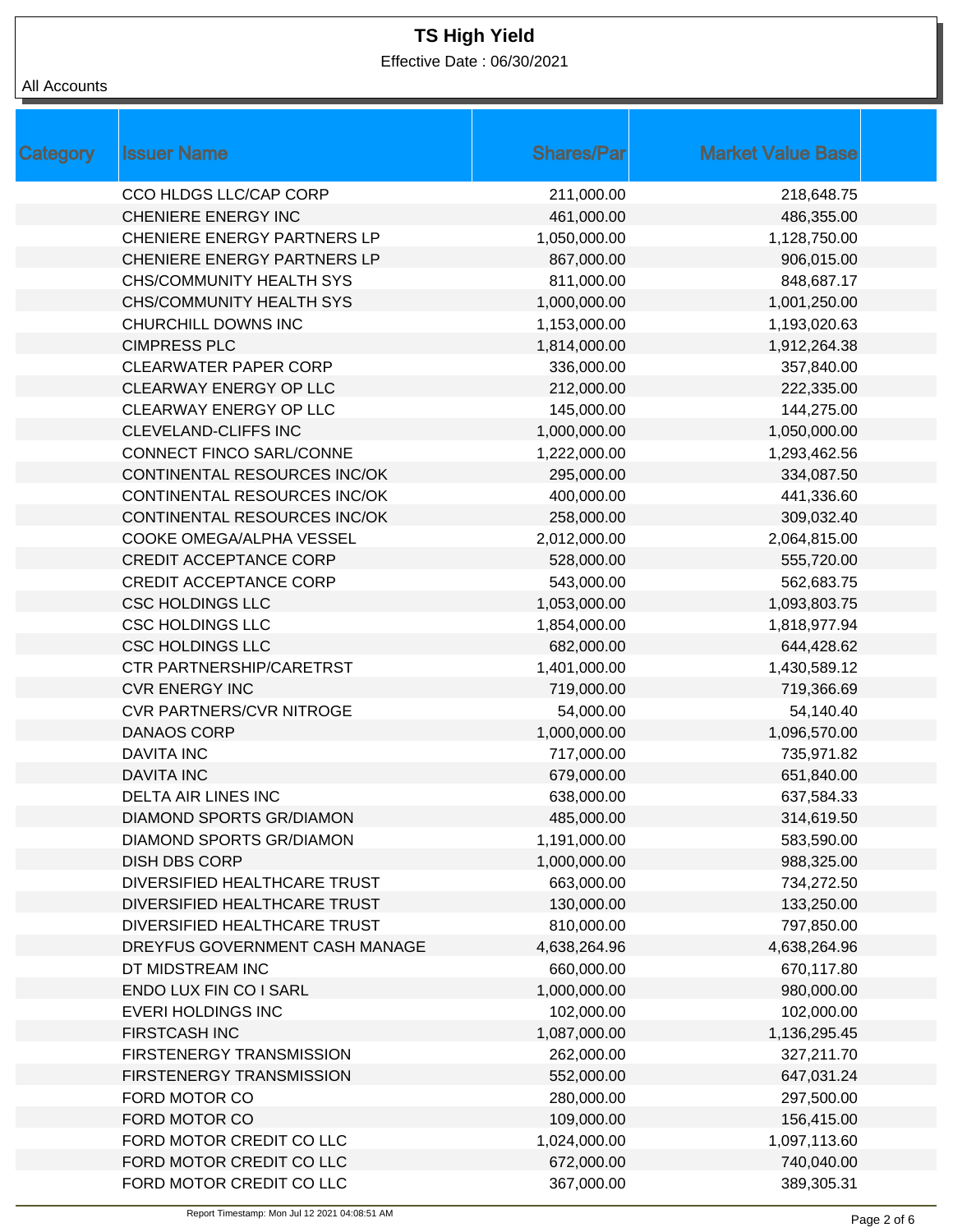# TS High Yield

Effective Date : 06/30/2021

All Accounts

| Category | Issuer Name | Shares/Par | Market Value Base |
|---|---|---|---|
| | CCO HLDGS LLC/CAP CORP | 211,000.00 | 218,648.75 |
| | CHENIERE ENERGY INC | 461,000.00 | 486,355.00 |
| | CHENIERE ENERGY PARTNERS LP | 1,050,000.00 | 1,128,750.00 |
| | CHENIERE ENERGY PARTNERS LP | 867,000.00 | 906,015.00 |
| | CHS/COMMUNITY HEALTH SYS | 811,000.00 | 848,687.17 |
| | CHS/COMMUNITY HEALTH SYS | 1,000,000.00 | 1,001,250.00 |
| | CHURCHILL DOWNS INC | 1,153,000.00 | 1,193,020.63 |
| | CIMPRESS PLC | 1,814,000.00 | 1,912,264.38 |
| | CLEARWATER PAPER CORP | 336,000.00 | 357,840.00 |
| | CLEARWAY ENERGY OP LLC | 212,000.00 | 222,335.00 |
| | CLEARWAY ENERGY OP LLC | 145,000.00 | 144,275.00 |
| | CLEVELAND-CLIFFS INC | 1,000,000.00 | 1,050,000.00 |
| | CONNECT FINCO SARL/CONNE | 1,222,000.00 | 1,293,462.56 |
| | CONTINENTAL RESOURCES INC/OK | 295,000.00 | 334,087.50 |
| | CONTINENTAL RESOURCES INC/OK | 400,000.00 | 441,336.60 |
| | CONTINENTAL RESOURCES INC/OK | 258,000.00 | 309,032.40 |
| | COOKE OMEGA/ALPHA VESSEL | 2,012,000.00 | 2,064,815.00 |
| | CREDIT ACCEPTANCE CORP | 528,000.00 | 555,720.00 |
| | CREDIT ACCEPTANCE CORP | 543,000.00 | 562,683.75 |
| | CSC HOLDINGS LLC | 1,053,000.00 | 1,093,803.75 |
| | CSC HOLDINGS LLC | 1,854,000.00 | 1,818,977.94 |
| | CSC HOLDINGS LLC | 682,000.00 | 644,428.62 |
| | CTR PARTNERSHIP/CARETRST | 1,401,000.00 | 1,430,589.12 |
| | CVR ENERGY INC | 719,000.00 | 719,366.69 |
| | CVR PARTNERS/CVR NITROGE | 54,000.00 | 54,140.40 |
| | DANAOS CORP | 1,000,000.00 | 1,096,570.00 |
| | DAVITA INC | 717,000.00 | 735,971.82 |
| | DAVITA INC | 679,000.00 | 651,840.00 |
| | DELTA AIR LINES INC | 638,000.00 | 637,584.33 |
| | DIAMOND SPORTS GR/DIAMON | 485,000.00 | 314,619.50 |
| | DIAMOND SPORTS GR/DIAMON | 1,191,000.00 | 583,590.00 |
| | DISH DBS CORP | 1,000,000.00 | 988,325.00 |
| | DIVERSIFIED HEALTHCARE TRUST | 663,000.00 | 734,272.50 |
| | DIVERSIFIED HEALTHCARE TRUST | 130,000.00 | 133,250.00 |
| | DIVERSIFIED HEALTHCARE TRUST | 810,000.00 | 797,850.00 |
| | DREYFUS GOVERNMENT CASH MANAGE | 4,638,264.96 | 4,638,264.96 |
| | DT MIDSTREAM INC | 660,000.00 | 670,117.80 |
| | ENDO LUX FIN CO I SARL | 1,000,000.00 | 980,000.00 |
| | EVERI HOLDINGS INC | 102,000.00 | 102,000.00 |
| | FIRSTCASH INC | 1,087,000.00 | 1,136,295.45 |
| | FIRSTENERGY TRANSMISSION | 262,000.00 | 327,211.70 |
| | FIRSTENERGY TRANSMISSION | 552,000.00 | 647,031.24 |
| | FORD MOTOR CO | 280,000.00 | 297,500.00 |
| | FORD MOTOR CO | 109,000.00 | 156,415.00 |
| | FORD MOTOR CREDIT CO LLC | 1,024,000.00 | 1,097,113.60 |
| | FORD MOTOR CREDIT CO LLC | 672,000.00 | 740,040.00 |
| | FORD MOTOR CREDIT CO LLC | 367,000.00 | 389,305.31 |

Report Timestamp: Mon Jul 12 2021 04:08:51 AM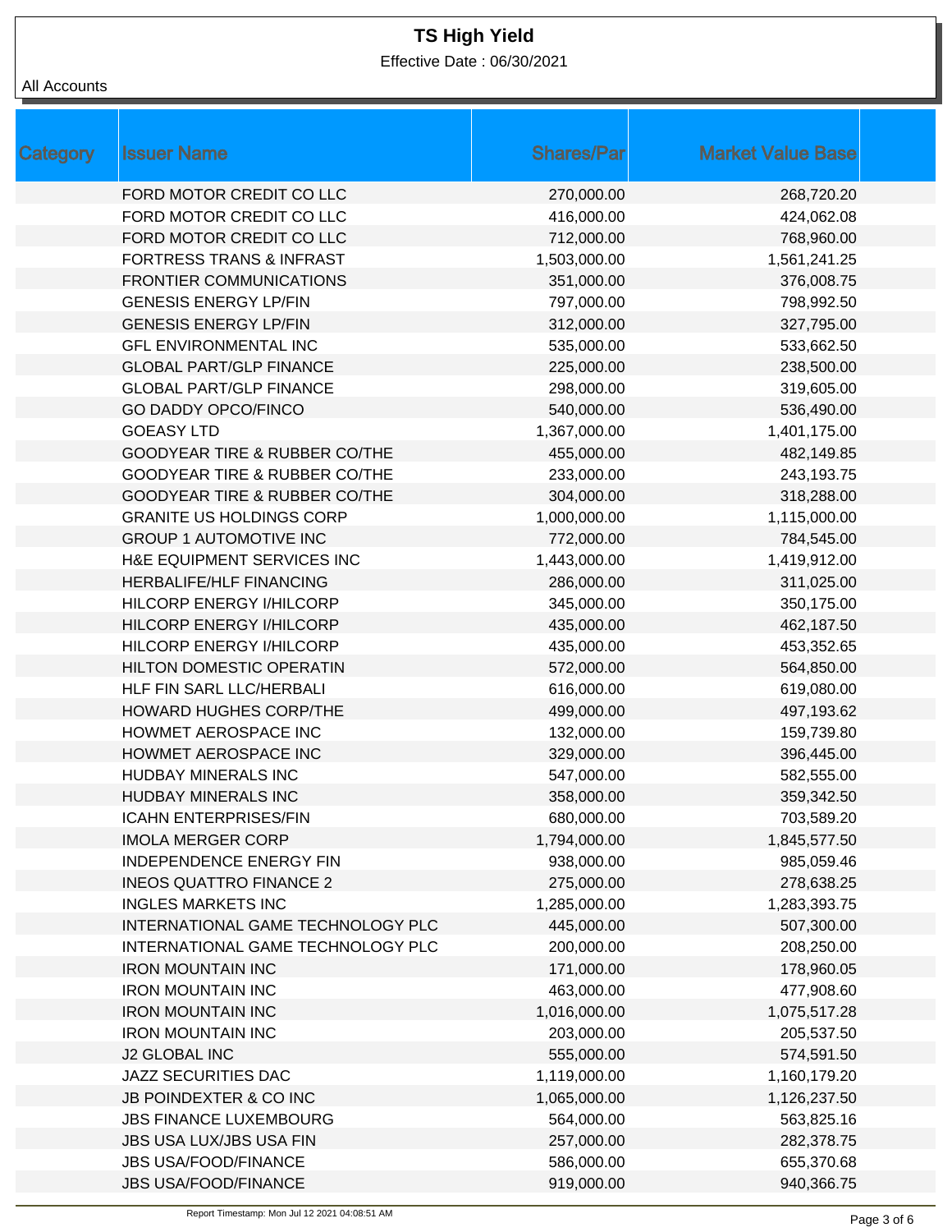# TS High Yield

Effective Date : 06/30/2021

All Accounts

| Category | Issuer Name | Shares/Par | Market Value Base |
|---|---|---|---|
| | FORD MOTOR CREDIT CO LLC | 270,000.00 | 268,720.20 |
| | FORD MOTOR CREDIT CO LLC | 416,000.00 | 424,062.08 |
| | FORD MOTOR CREDIT CO LLC | 712,000.00 | 768,960.00 |
| | FORTRESS TRANS & INFRAST | 1,503,000.00 | 1,561,241.25 |
| | FRONTIER COMMUNICATIONS | 351,000.00 | 376,008.75 |
| | GENESIS ENERGY LP/FIN | 797,000.00 | 798,992.50 |
| | GENESIS ENERGY LP/FIN | 312,000.00 | 327,795.00 |
| | GFL ENVIRONMENTAL INC | 535,000.00 | 533,662.50 |
| | GLOBAL PART/GLP FINANCE | 225,000.00 | 238,500.00 |
| | GLOBAL PART/GLP FINANCE | 298,000.00 | 319,605.00 |
| | GO DADDY OPCO/FINCO | 540,000.00 | 536,490.00 |
| | GOEASY LTD | 1,367,000.00 | 1,401,175.00 |
| | GOODYEAR TIRE & RUBBER CO/THE | 455,000.00 | 482,149.85 |
| | GOODYEAR TIRE & RUBBER CO/THE | 233,000.00 | 243,193.75 |
| | GOODYEAR TIRE & RUBBER CO/THE | 304,000.00 | 318,288.00 |
| | GRANITE US HOLDINGS CORP | 1,000,000.00 | 1,115,000.00 |
| | GROUP 1 AUTOMOTIVE INC | 772,000.00 | 784,545.00 |
| | H&E EQUIPMENT SERVICES INC | 1,443,000.00 | 1,419,912.00 |
| | HERBALIFE/HLF FINANCING | 286,000.00 | 311,025.00 |
| | HILCORP ENERGY I/HILCORP | 345,000.00 | 350,175.00 |
| | HILCORP ENERGY I/HILCORP | 435,000.00 | 462,187.50 |
| | HILCORP ENERGY I/HILCORP | 435,000.00 | 453,352.65 |
| | HILTON DOMESTIC OPERATIN | 572,000.00 | 564,850.00 |
| | HLF FIN SARL LLC/HERBALI | 616,000.00 | 619,080.00 |
| | HOWARD HUGHES CORP/THE | 499,000.00 | 497,193.62 |
| | HOWMET AEROSPACE INC | 132,000.00 | 159,739.80 |
| | HOWMET AEROSPACE INC | 329,000.00 | 396,445.00 |
| | HUDBAY MINERALS INC | 547,000.00 | 582,555.00 |
| | HUDBAY MINERALS INC | 358,000.00 | 359,342.50 |
| | ICAHN ENTERPRISES/FIN | 680,000.00 | 703,589.20 |
| | IMOLA MERGER CORP | 1,794,000.00 | 1,845,577.50 |
| | INDEPENDENCE ENERGY FIN | 938,000.00 | 985,059.46 |
| | INEOS QUATTRO FINANCE 2 | 275,000.00 | 278,638.25 |
| | INGLES MARKETS INC | 1,285,000.00 | 1,283,393.75 |
| | INTERNATIONAL GAME TECHNOLOGY PLC | 445,000.00 | 507,300.00 |
| | INTERNATIONAL GAME TECHNOLOGY PLC | 200,000.00 | 208,250.00 |
| | IRON MOUNTAIN INC | 171,000.00 | 178,960.05 |
| | IRON MOUNTAIN INC | 463,000.00 | 477,908.60 |
| | IRON MOUNTAIN INC | 1,016,000.00 | 1,075,517.28 |
| | IRON MOUNTAIN INC | 203,000.00 | 205,537.50 |
| | J2 GLOBAL INC | 555,000.00 | 574,591.50 |
| | JAZZ SECURITIES DAC | 1,119,000.00 | 1,160,179.20 |
| | JB POINDEXTER & CO INC | 1,065,000.00 | 1,126,237.50 |
| | JBS FINANCE LUXEMBOURG | 564,000.00 | 563,825.16 |
| | JBS USA LUX/JBS USA FIN | 257,000.00 | 282,378.75 |
| | JBS USA/FOOD/FINANCE | 586,000.00 | 655,370.68 |
| | JBS USA/FOOD/FINANCE | 919,000.00 | 940,366.75 |

Report Timestamp: Mon Jul 12 2021 04:08:51 AM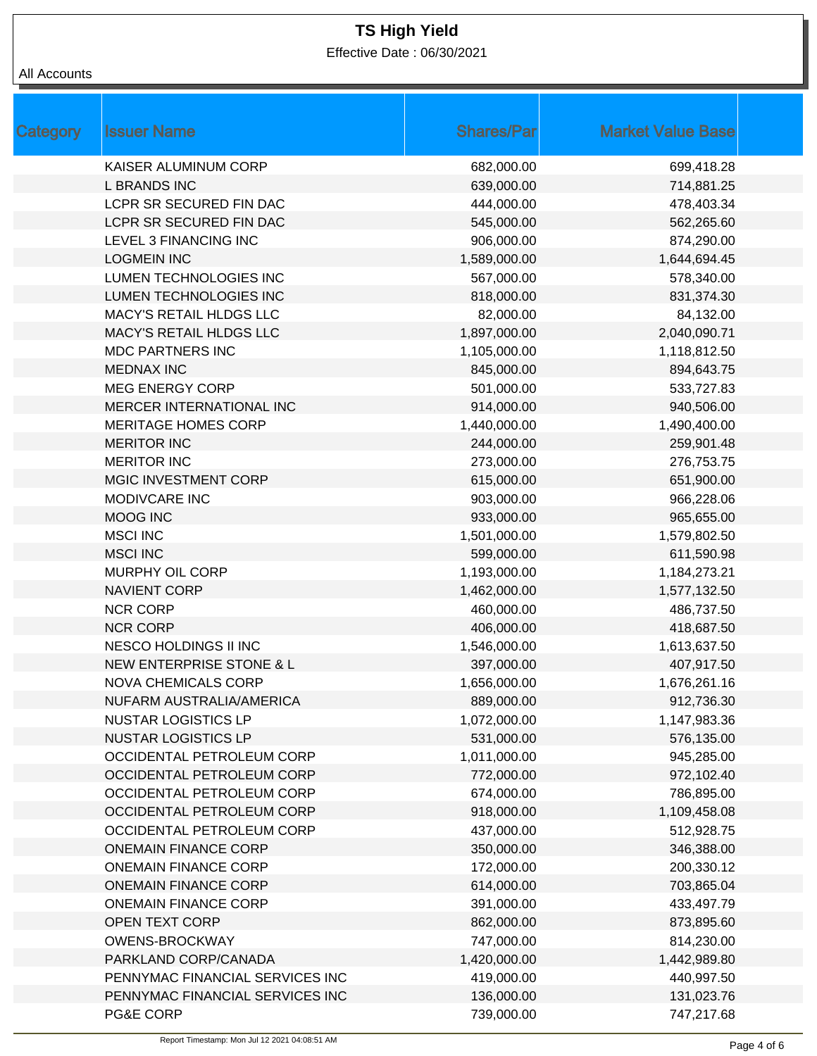# TS High Yield

Effective Date : 06/30/2021

All Accounts

| Category | Issuer Name | Shares/Par | Market Value Base |
|---|---|---|---|
| | KAISER ALUMINUM CORP | 682,000.00 | 699,418.28 |
| | L BRANDS INC | 639,000.00 | 714,881.25 |
| | LCPR SR SECURED FIN DAC | 444,000.00 | 478,403.34 |
| | LCPR SR SECURED FIN DAC | 545,000.00 | 562,265.60 |
| | LEVEL 3 FINANCING INC | 906,000.00 | 874,290.00 |
| | LOGMEIN INC | 1,589,000.00 | 1,644,694.45 |
| | LUMEN TECHNOLOGIES INC | 567,000.00 | 578,340.00 |
| | LUMEN TECHNOLOGIES INC | 818,000.00 | 831,374.30 |
| | MACY'S RETAIL HLDGS LLC | 82,000.00 | 84,132.00 |
| | MACY'S RETAIL HLDGS LLC | 1,897,000.00 | 2,040,090.71 |
| | MDC PARTNERS INC | 1,105,000.00 | 1,118,812.50 |
| | MEDNAX INC | 845,000.00 | 894,643.75 |
| | MEG ENERGY CORP | 501,000.00 | 533,727.83 |
| | MERCER INTERNATIONAL INC | 914,000.00 | 940,506.00 |
| | MERITAGE HOMES CORP | 1,440,000.00 | 1,490,400.00 |
| | MERITOR INC | 244,000.00 | 259,901.48 |
| | MERITOR INC | 273,000.00 | 276,753.75 |
| | MGIC INVESTMENT CORP | 615,000.00 | 651,900.00 |
| | MODIVCARE INC | 903,000.00 | 966,228.06 |
| | MOOG INC | 933,000.00 | 965,655.00 |
| | MSCI INC | 1,501,000.00 | 1,579,802.50 |
| | MSCI INC | 599,000.00 | 611,590.98 |
| | MURPHY OIL CORP | 1,193,000.00 | 1,184,273.21 |
| | NAVIENT CORP | 1,462,000.00 | 1,577,132.50 |
| | NCR CORP | 460,000.00 | 486,737.50 |
| | NCR CORP | 406,000.00 | 418,687.50 |
| | NESCO HOLDINGS II INC | 1,546,000.00 | 1,613,637.50 |
| | NEW ENTERPRISE STONE & L | 397,000.00 | 407,917.50 |
| | NOVA CHEMICALS CORP | 1,656,000.00 | 1,676,261.16 |
| | NUFARM AUSTRALIA/AMERICA | 889,000.00 | 912,736.30 |
| | NUSTAR LOGISTICS LP | 1,072,000.00 | 1,147,983.36 |
| | NUSTAR LOGISTICS LP | 531,000.00 | 576,135.00 |
| | OCCIDENTAL PETROLEUM CORP | 1,011,000.00 | 945,285.00 |
| | OCCIDENTAL PETROLEUM CORP | 772,000.00 | 972,102.40 |
| | OCCIDENTAL PETROLEUM CORP | 674,000.00 | 786,895.00 |
| | OCCIDENTAL PETROLEUM CORP | 918,000.00 | 1,109,458.08 |
| | OCCIDENTAL PETROLEUM CORP | 437,000.00 | 512,928.75 |
| | ONEMAIN FINANCE CORP | 350,000.00 | 346,388.00 |
| | ONEMAIN FINANCE CORP | 172,000.00 | 200,330.12 |
| | ONEMAIN FINANCE CORP | 614,000.00 | 703,865.04 |
| | ONEMAIN FINANCE CORP | 391,000.00 | 433,497.79 |
| | OPEN TEXT CORP | 862,000.00 | 873,895.60 |
| | OWENS-BROCKWAY | 747,000.00 | 814,230.00 |
| | PARKLAND CORP/CANADA | 1,420,000.00 | 1,442,989.80 |
| | PENNYMAC FINANCIAL SERVICES INC | 419,000.00 | 440,997.50 |
| | PENNYMAC FINANCIAL SERVICES INC | 136,000.00 | 131,023.76 |
| | PG&E CORP | 739,000.00 | 747,217.68 |

Report Timestamp: Mon Jul 12 2021 04:08:51 AM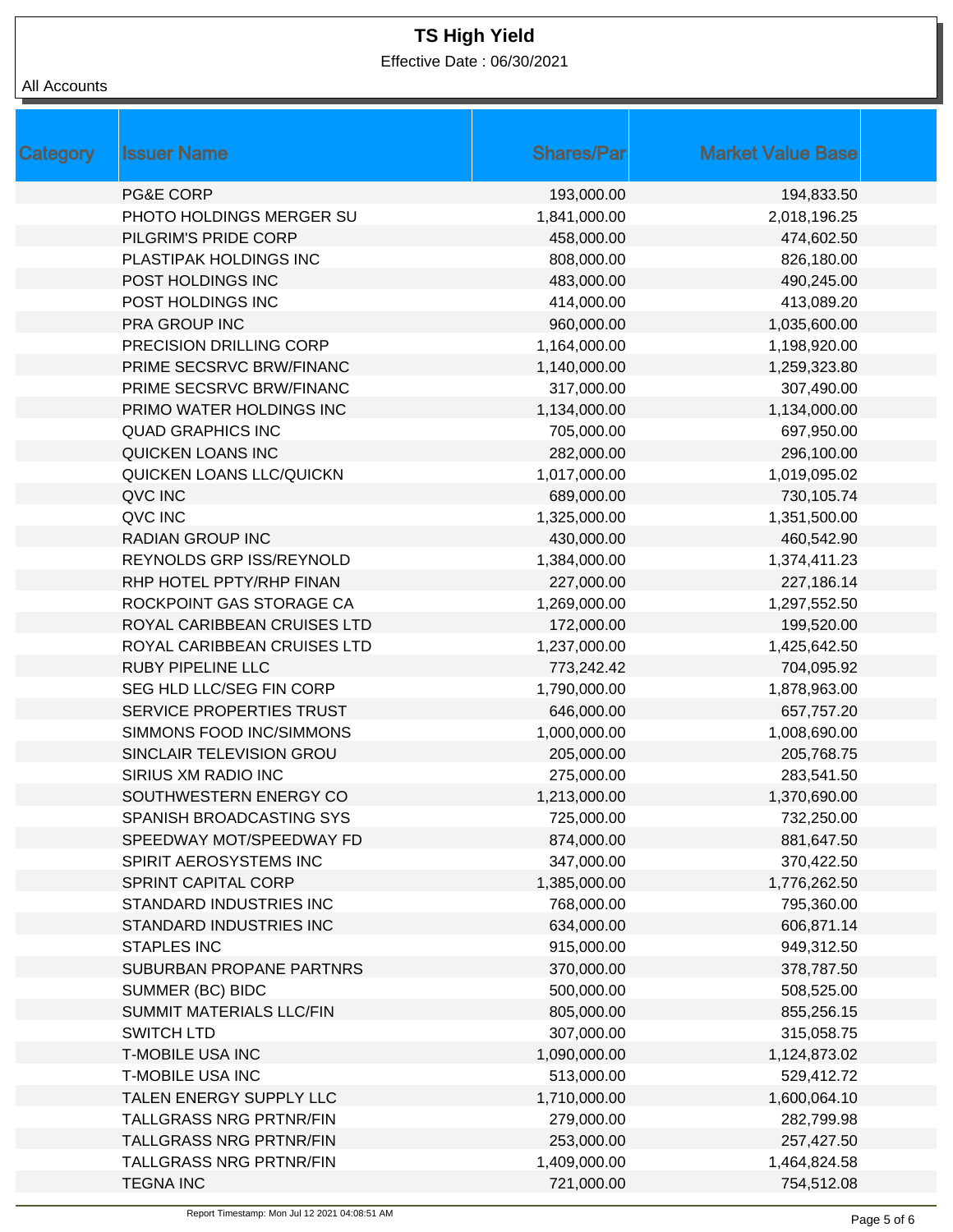# TS High Yield

Effective Date : 06/30/2021

All Accounts

| Category | Issuer Name | Shares/Par | Market Value Base |
|---|---|---|---|
| | PG&E CORP | 193,000.00 | 194,833.50 |
| | PHOTO HOLDINGS MERGER SU | 1,841,000.00 | 2,018,196.25 |
| | PILGRIM'S PRIDE CORP | 458,000.00 | 474,602.50 |
| | PLASTIPAK HOLDINGS INC | 808,000.00 | 826,180.00 |
| | POST HOLDINGS INC | 483,000.00 | 490,245.00 |
| | POST HOLDINGS INC | 414,000.00 | 413,089.20 |
| | PRA GROUP INC | 960,000.00 | 1,035,600.00 |
| | PRECISION DRILLING CORP | 1,164,000.00 | 1,198,920.00 |
| | PRIME SECSRVC BRW/FINANC | 1,140,000.00 | 1,259,323.80 |
| | PRIME SECSRVC BRW/FINANC | 317,000.00 | 307,490.00 |
| | PRIMO WATER HOLDINGS INC | 1,134,000.00 | 1,134,000.00 |
| | QUAD GRAPHICS INC | 705,000.00 | 697,950.00 |
| | QUICKEN LOANS INC | 282,000.00 | 296,100.00 |
| | QUICKEN LOANS LLC/QUICKN | 1,017,000.00 | 1,019,095.02 |
| | QVC INC | 689,000.00 | 730,105.74 |
| | QVC INC | 1,325,000.00 | 1,351,500.00 |
| | RADIAN GROUP INC | 430,000.00 | 460,542.90 |
| | REYNOLDS GRP ISS/REYNOLD | 1,384,000.00 | 1,374,411.23 |
| | RHP HOTEL PPTY/RHP FINAN | 227,000.00 | 227,186.14 |
| | ROCKPOINT GAS STORAGE CA | 1,269,000.00 | 1,297,552.50 |
| | ROYAL CARIBBEAN CRUISES LTD | 172,000.00 | 199,520.00 |
| | ROYAL CARIBBEAN CRUISES LTD | 1,237,000.00 | 1,425,642.50 |
| | RUBY PIPELINE LLC | 773,242.42 | 704,095.92 |
| | SEG HLD LLC/SEG FIN CORP | 1,790,000.00 | 1,878,963.00 |
| | SERVICE PROPERTIES TRUST | 646,000.00 | 657,757.20 |
| | SIMMONS FOOD INC/SIMMONS | 1,000,000.00 | 1,008,690.00 |
| | SINCLAIR TELEVISION GROU | 205,000.00 | 205,768.75 |
| | SIRIUS XM RADIO INC | 275,000.00 | 283,541.50 |
| | SOUTHWESTERN ENERGY CO | 1,213,000.00 | 1,370,690.00 |
| | SPANISH BROADCASTING SYS | 725,000.00 | 732,250.00 |
| | SPEEDWAY MOT/SPEEDWAY FD | 874,000.00 | 881,647.50 |
| | SPIRIT AEROSYSTEMS INC | 347,000.00 | 370,422.50 |
| | SPRINT CAPITAL CORP | 1,385,000.00 | 1,776,262.50 |
| | STANDARD INDUSTRIES INC | 768,000.00 | 795,360.00 |
| | STANDARD INDUSTRIES INC | 634,000.00 | 606,871.14 |
| | STAPLES INC | 915,000.00 | 949,312.50 |
| | SUBURBAN PROPANE PARTNRS | 370,000.00 | 378,787.50 |
| | SUMMER (BC) BIDC | 500,000.00 | 508,525.00 |
| | SUMMIT MATERIALS LLC/FIN | 805,000.00 | 855,256.15 |
| | SWITCH LTD | 307,000.00 | 315,058.75 |
| | T-MOBILE USA INC | 1,090,000.00 | 1,124,873.02 |
| | T-MOBILE USA INC | 513,000.00 | 529,412.72 |
| | TALEN ENERGY SUPPLY LLC | 1,710,000.00 | 1,600,064.10 |
| | TALLGRASS NRG PRTNR/FIN | 279,000.00 | 282,799.98 |
| | TALLGRASS NRG PRTNR/FIN | 253,000.00 | 257,427.50 |
| | TALLGRASS NRG PRTNR/FIN | 1,409,000.00 | 1,464,824.58 |
| | TEGNA INC | 721,000.00 | 754,512.08 |

Report Timestamp: Mon Jul 12 2021 04:08:51 AM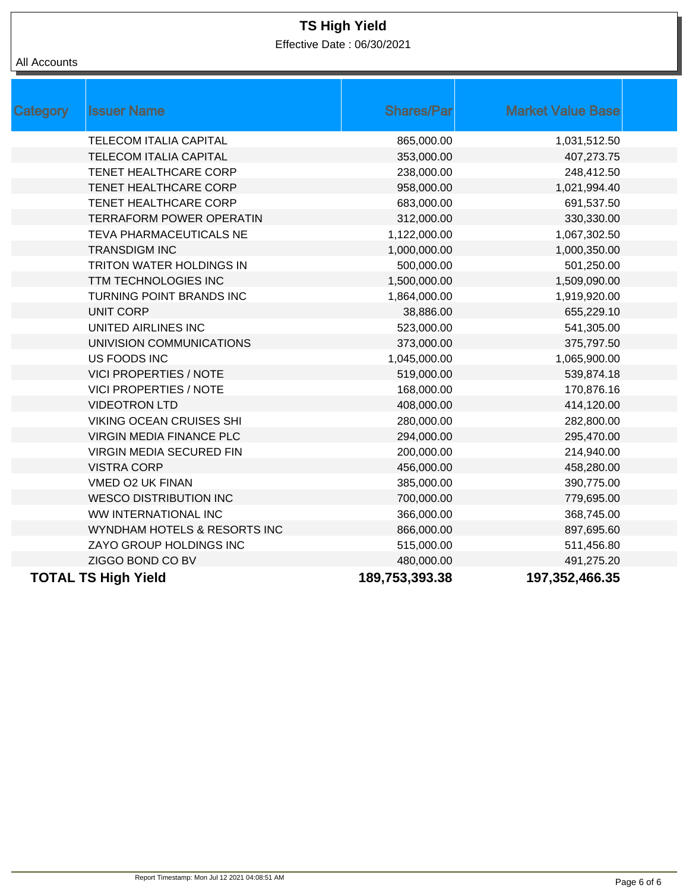# TS High Yield

Effective Date : 06/30/2021

All Accounts

| Category | Issuer Name | Shares/Par | Market Value Base |
|---|---|---|---|
| | TELECOM ITALIA CAPITAL | 865,000.00 | 1,031,512.50 |
| | TELECOM ITALIA CAPITAL | 353,000.00 | 407,273.75 |
| | TENET HEALTHCARE CORP | 238,000.00 | 248,412.50 |
| | TENET HEALTHCARE CORP | 958,000.00 | 1,021,994.40 |
| | TENET HEALTHCARE CORP | 683,000.00 | 691,537.50 |
| | TERRAFORM POWER OPERATIN | 312,000.00 | 330,330.00 |
| | TEVA PHARMACEUTICALS NE | 1,122,000.00 | 1,067,302.50 |
| | TRANSDIGM INC | 1,000,000.00 | 1,000,350.00 |
| | TRITON WATER HOLDINGS IN | 500,000.00 | 501,250.00 |
| | TTM TECHNOLOGIES INC | 1,500,000.00 | 1,509,090.00 |
| | TURNING POINT BRANDS INC | 1,864,000.00 | 1,919,920.00 |
| | UNIT CORP | 38,886.00 | 655,229.10 |
| | UNITED AIRLINES INC | 523,000.00 | 541,305.00 |
| | UNIVISION COMMUNICATIONS | 373,000.00 | 375,797.50 |
| | US FOODS INC | 1,045,000.00 | 1,065,900.00 |
| | VICI PROPERTIES / NOTE | 519,000.00 | 539,874.18 |
| | VICI PROPERTIES / NOTE | 168,000.00 | 170,876.16 |
| | VIDEOTRON LTD | 408,000.00 | 414,120.00 |
| | VIKING OCEAN CRUISES SHI | 280,000.00 | 282,800.00 |
| | VIRGIN MEDIA FINANCE PLC | 294,000.00 | 295,470.00 |
| | VIRGIN MEDIA SECURED FIN | 200,000.00 | 214,940.00 |
| | VISTRA CORP | 456,000.00 | 458,280.00 |
| | VMED O2 UK FINAN | 385,000.00 | 390,775.00 |
| | WESCO DISTRIBUTION INC | 700,000.00 | 779,695.00 |
| | WW INTERNATIONAL INC | 366,000.00 | 368,745.00 |
| | WYNDHAM HOTELS & RESORTS INC | 866,000.00 | 897,695.60 |
| | ZAYO GROUP HOLDINGS INC | 515,000.00 | 511,456.80 |
| | ZIGGO BOND CO BV | 480,000.00 | 491,275.20 |
| **TOTAL TS High Yield** | | **189,753,393.38** | **197,352,466.35** |

Report Timestamp: Mon Jul 12 2021 04:08:51 AM